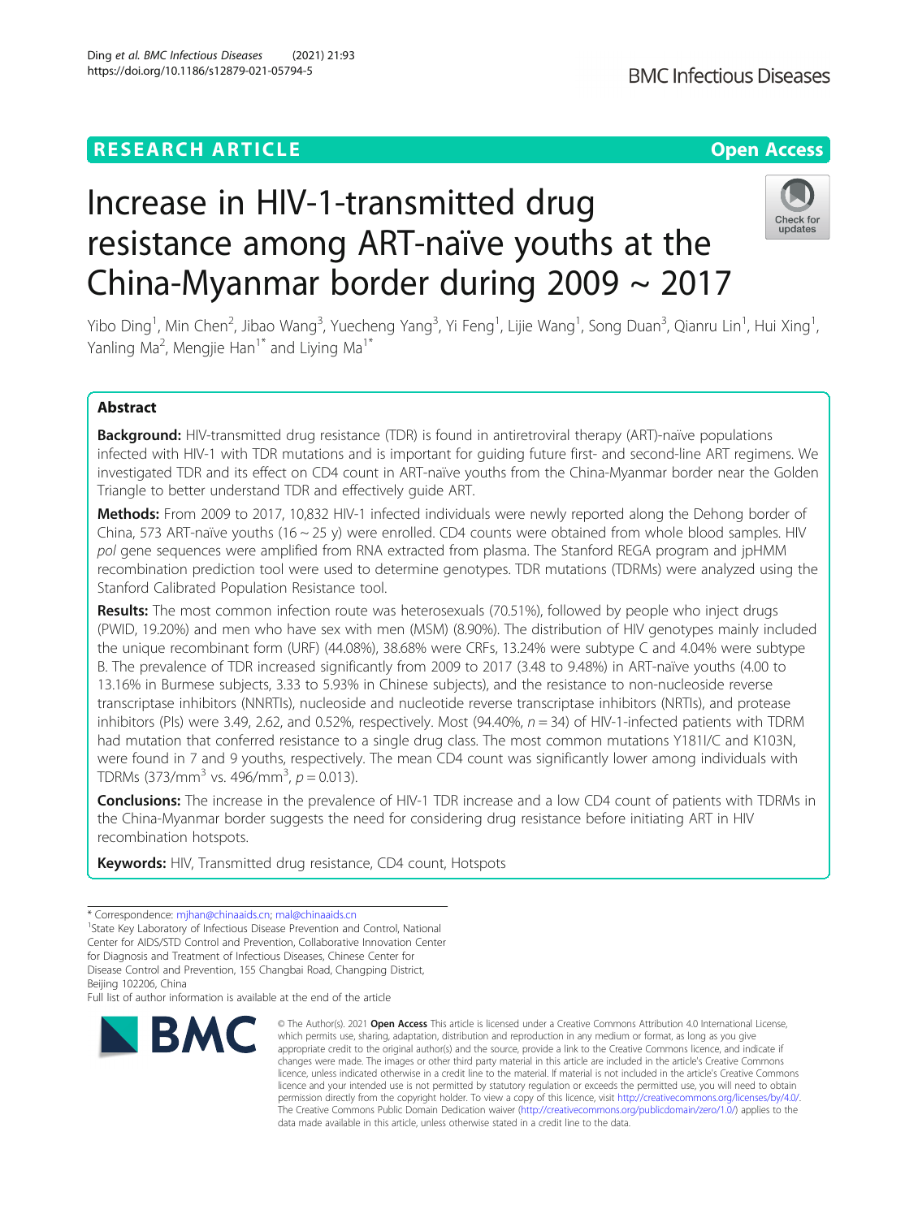RESEARCH ARTICLE

Open Access

# Increase in HIV-1-transmitted drug resistance among ART-naïve youths at the China-Myanmar border during 2009 ~ 2017

Yibo Ding[1], Min Chen[2], Jibao Wang[3], Yuecheng Yang[3], Yi Feng[1], Lijie Wang[1], Song Duan[3], Qianru Lin[1], Hui Xing[1], Yanling Ma[2], Mengjie Han[1*] and Liying Ma[1*]

## Abstract

**Background:** HIV-transmitted drug resistance (TDR) is found in antiretroviral therapy (ART)-naïve populations infected with HIV-1 with TDR mutations and is important for guiding future first- and second-line ART regimens. We investigated TDR and its effect on CD4 count in ART-naïve youths from the China-Myanmar border near the Golden Triangle to better understand TDR and effectively guide ART.

**Methods:** From 2009 to 2017, 10,832 HIV-1 infected individuals were newly reported along the Dehong border of China, 573 ART-naïve youths (16 ~ 25 y) were enrolled. CD4 counts were obtained from whole blood samples. HIV *pol* gene sequences were amplified from RNA extracted from plasma. The Stanford REGA program and jpHMM recombination prediction tool were used to determine genotypes. TDR mutations (TDRMs) were analyzed using the Stanford Calibrated Population Resistance tool.

**Results:** The most common infection route was heterosexuals (70.51%), followed by people who inject drugs (PWID, 19.20%) and men who have sex with men (MSM) (8.90%). The distribution of HIV genotypes mainly included the unique recombinant form (URF) (44.08%), 38.68% were CRFs, 13.24% were subtype C and 4.04% were subtype B. The prevalence of TDR increased significantly from 2009 to 2017 (3.48 to 9.48%) in ART-naïve youths (4.00 to 13.16% in Burmese subjects, 3.33 to 5.93% in Chinese subjects), and the resistance to non-nucleoside reverse transcriptase inhibitors (NNRTIs), nucleoside and nucleotide reverse transcriptase inhibitors (NRTIs), and protease inhibitors (PIs) were 3.49, 2.62, and 0.52%, respectively. Most (94.40%, $n = 34$) of HIV-1-infected patients with TDRM had mutation that conferred resistance to a single drug class. The most common mutations Y181I/C and K103N, were found in 7 and 9 youths, respectively. The mean CD4 count was significantly lower among individuals with TDRMs (373/mm$^3$ vs. 496/mm$^3$, $p = 0.013$).

**Conclusions:** The increase in the prevalence of HIV-1 TDR increase and a low CD4 count of patients with TDRMs in the China-Myanmar border suggests the need for considering drug resistance before initiating ART in HIV recombination hotspots.

**Keywords:** HIV, Transmitted drug resistance, CD4 count, Hotspots

\* Correspondence: mjhan@chinaaids.cn; mal@chinaaids.cn
[1]State Key Laboratory of Infectious Disease Prevention and Control, National Center for AIDS/STD Control and Prevention, Collaborative Innovation Center for Diagnosis and Treatment of Infectious Diseases, Chinese Center for Disease Control and Prevention, 155 Changbai Road, Changping District, Beijing 102206, China
Full list of author information is available at the end of the article

© The Author(s). 2021 **Open Access** This article is licensed under a Creative Commons Attribution 4.0 International License, which permits use, sharing, adaptation, distribution and reproduction in any medium or format, as long as you give appropriate credit to the original author(s) and the source, provide a link to the Creative Commons licence, and indicate if changes were made. The images or other third party material in this article are included in the article's Creative Commons licence, unless indicated otherwise in a credit line to the material. If material is not included in the article's Creative Commons licence and your intended use is not permitted by statutory regulation or exceeds the permitted use, you will need to obtain permission directly from the copyright holder. To view a copy of this licence, visit http://creativecommons.org/licenses/by/4.0/. The Creative Commons Public Domain Dedication waiver (http://creativecommons.org/publicdomain/zero/1.0/) applies to the data made available in this article, unless otherwise stated in a credit line to the data.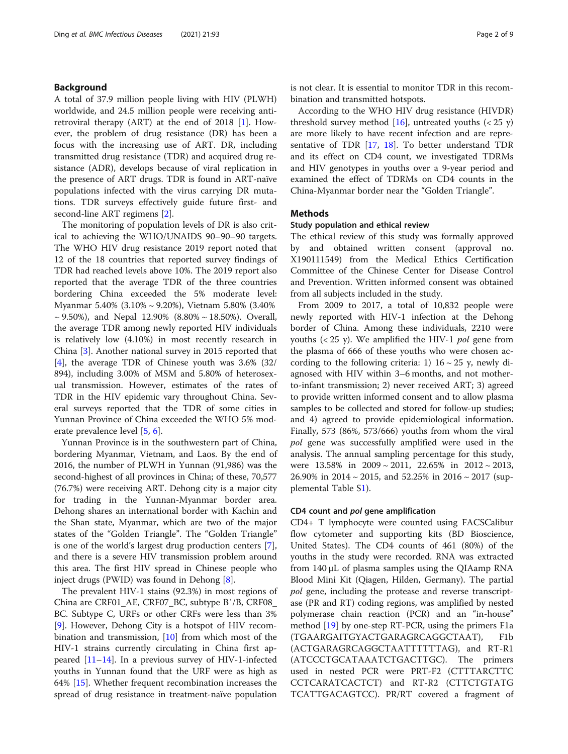## Background

A total of 37.9 million people living with HIV (PLWH) worldwide, and 24.5 million people were receiving antiretroviral therapy (ART) at the end of 2018 [1]. However, the problem of drug resistance (DR) has been a focus with the increasing use of ART. DR, including transmitted drug resistance (TDR) and acquired drug resistance (ADR), develops because of viral replication in the presence of ART drugs. TDR is found in ART-naïve populations infected with the virus carrying DR mutations. TDR surveys effectively guide future first- and second-line ART regimens [2].

The monitoring of population levels of DR is also critical to achieving the WHO/UNAIDS 90–90–90 targets. The WHO HIV drug resistance 2019 report noted that 12 of the 18 countries that reported survey findings of TDR had reached levels above 10%. The 2019 report also reported that the average TDR of the three countries bordering China exceeded the 5% moderate level: Myanmar 5.40% (3.10% ~ 9.20%), Vietnam 5.80% (3.40% ~ 9.50%), and Nepal 12.90% (8.80% ~ 18.50%). Overall, the average TDR among newly reported HIV individuals is relatively low (4.10%) in most recently research in China [3]. Another national survey in 2015 reported that [4], the average TDR of Chinese youth was 3.6% (32/894), including 3.00% of MSM and 5.80% of heterosexual transmission. However, estimates of the rates of TDR in the HIV epidemic vary throughout China. Several surveys reported that the TDR of some cities in Yunnan Province of China exceeded the WHO 5% moderate prevalence level [5, 6].

Yunnan Province is in the southwestern part of China, bordering Myanmar, Vietnam, and Laos. By the end of 2016, the number of PLWH in Yunnan (91,986) was the second-highest of all provinces in China; of these, 70,577 (76.7%) were receiving ART. Dehong city is a major city for trading in the Yunnan-Myanmar border area. Dehong shares an international border with Kachin and the Shan state, Myanmar, which are two of the major states of the "Golden Triangle". The "Golden Triangle" is one of the world's largest drug production centers [7], and there is a severe HIV transmission problem around this area. The first HIV spread in Chinese people who inject drugs (PWID) was found in Dehong [8].

The prevalent HIV-1 stains (92.3%) in most regions of China are CRF01_AE, CRF07_BC, subtype B′/B, CRF08_BC. Subtype C, URFs or other CRFs were less than 3% [9]. However, Dehong City is a hotspot of HIV recombination and transmission, [10] from which most of the HIV-1 strains currently circulating in China first appeared [11–14]. In a previous survey of HIV-1-infected youths in Yunnan found that the URF were as high as 64% [15]. Whether frequent recombination increases the spread of drug resistance in treatment-naïve population is not clear. It is essential to monitor TDR in this recombination and transmitted hotspots.

According to the WHO HIV drug resistance (HIVDR) threshold survey method [16], untreated youths (< 25 y) are more likely to have recent infection and are representative of TDR [17, 18]. To better understand TDR and its effect on CD4 count, we investigated TDRMs and HIV genotypes in youths over a 9-year period and examined the effect of TDRMs on CD4 counts in the China-Myanmar border near the "Golden Triangle".

## Methods

### Study population and ethical review

The ethical review of this study was formally approved by and obtained written consent (approval no. X190111549) from the Medical Ethics Certification Committee of the Chinese Center for Disease Control and Prevention. Written informed consent was obtained from all subjects included in the study.

From 2009 to 2017, a total of 10,832 people were newly reported with HIV-1 infection at the Dehong border of China. Among these individuals, 2210 were youths (< 25 y). We amplified the HIV-1 *pol* gene from the plasma of 666 of these youths who were chosen according to the following criteria: 1) 16 ~ 25 y, newly diagnosed with HIV within 3–6 months, and not mother-to-infant transmission; 2) never received ART; 3) agreed to provide written informed consent and to allow plasma samples to be collected and stored for follow-up studies; and 4) agreed to provide epidemiological information. Finally, 573 (86%, 573/666) youths from whom the viral *pol* gene was successfully amplified were used in the analysis. The annual sampling percentage for this study, were 13.58% in 2009 ~ 2011, 22.65% in 2012 ~ 2013, 26.90% in 2014 ~ 2015, and 52.25% in 2016 ~ 2017 (supplemental Table S1).

### CD4 count and *pol* gene amplification

CD4+ T lymphocyte were counted using FACSCalibur flow cytometer and supporting kits (BD Bioscience, United States). The CD4 counts of 461 (80%) of the youths in the study were recorded. RNA was extracted from 140 μL of plasma samples using the QIAamp RNA Blood Mini Kit (Qiagen, Hilden, Germany). The partial *pol* gene, including the protease and reverse transcriptase (PR and RT) coding regions, was amplified by nested polymerase chain reaction (PCR) and an "in-house" method [19] by one-step RT-PCR, using the primers F1a (TGAARGAITGYACTGARAGRCAGGCTAAT), F1b (ACTGARAGRCAGGCTAATTTTTTAG), and RT-R1 (ATCCCTGCATAAATCTGACTTGC). The primers used in nested PCR were PRT-F2 (CTTTARCTTCCCTCARATCACTCT) and RT-R2 (CTTCTGTATGTCATTGACAGTCC). PR/RT covered a fragment of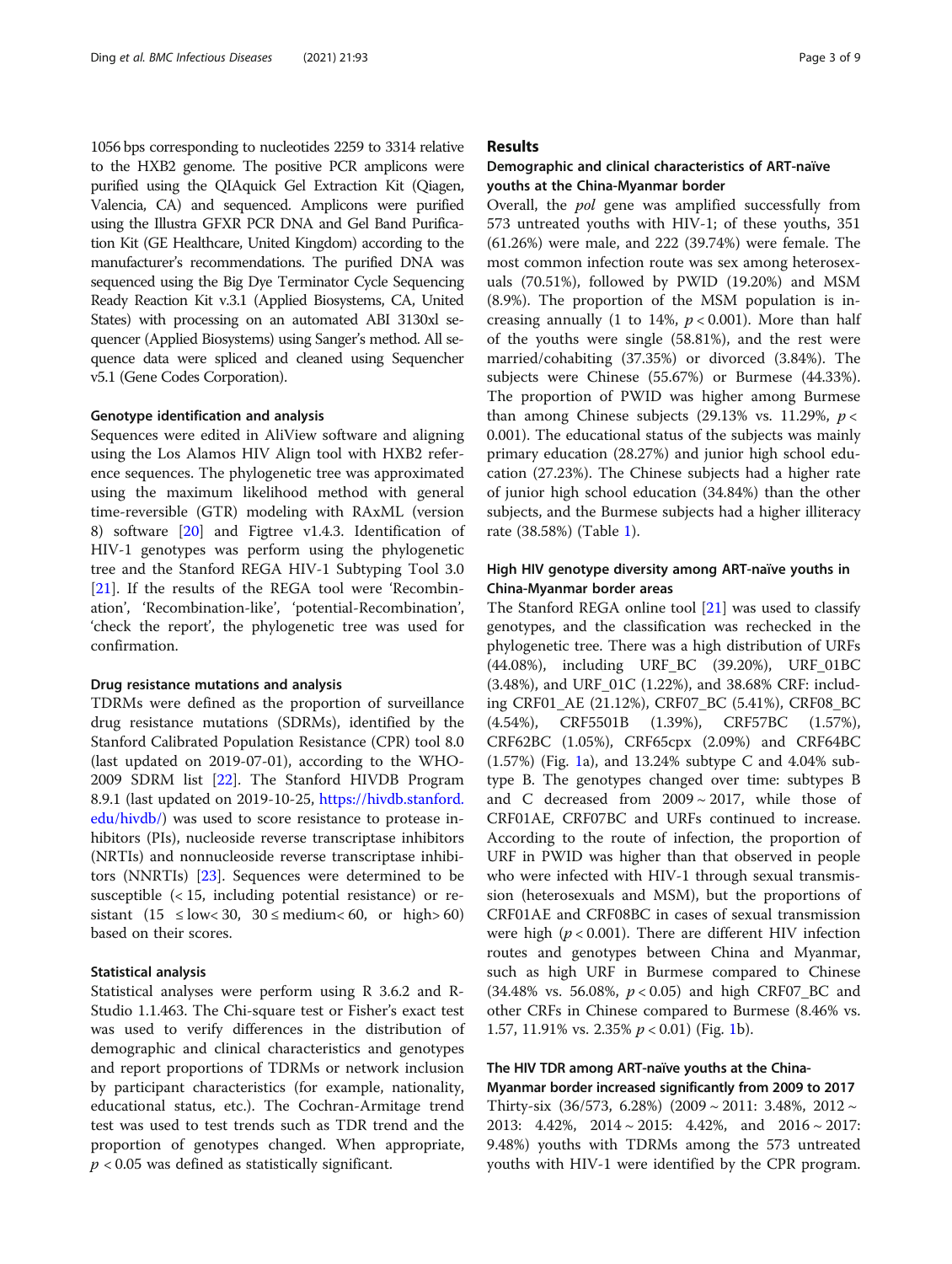1056 bps corresponding to nucleotides 2259 to 3314 relative to the HXB2 genome. The positive PCR amplicons were purified using the QIAquick Gel Extraction Kit (Qiagen, Valencia, CA) and sequenced. Amplicons were purified using the Illustra GFXR PCR DNA and Gel Band Purification Kit (GE Healthcare, United Kingdom) according to the manufacturer's recommendations. The purified DNA was sequenced using the Big Dye Terminator Cycle Sequencing Ready Reaction Kit v.3.1 (Applied Biosystems, CA, United States) with processing on an automated ABI 3130xl sequencer (Applied Biosystems) using Sanger's method. All sequence data were spliced and cleaned using Sequencher v5.1 (Gene Codes Corporation).

#### Genotype identification and analysis

Sequences were edited in AliView software and aligning using the Los Alamos HIV Align tool with HXB2 reference sequences. The phylogenetic tree was approximated using the maximum likelihood method with general time-reversible (GTR) modeling with RAxML (version 8) software [20] and Figtree v1.4.3. Identification of HIV-1 genotypes was perform using the phylogenetic tree and the Stanford REGA HIV-1 Subtyping Tool 3.0 [21]. If the results of the REGA tool were 'Recombination', 'Recombination-like', 'potential-Recombination', 'check the report', the phylogenetic tree was used for confirmation.

#### Drug resistance mutations and analysis

TDRMs were defined as the proportion of surveillance drug resistance mutations (SDRMs), identified by the Stanford Calibrated Population Resistance (CPR) tool 8.0 (last updated on 2019-07-01), according to the WHO-2009 SDRM list [22]. The Stanford HIVDB Program 8.9.1 (last updated on 2019-10-25, https://hivdb.stanford.edu/hivdb/) was used to score resistance to protease inhibitors (PIs), nucleoside reverse transcriptase inhibitors (NRTIs) and nonnucleoside reverse transcriptase inhibitors (NNRTIs) [23]. Sequences were determined to be susceptible (< 15, including potential resistance) or resistant (15 ≤ low< 30, 30 ≤ medium< 60, or high> 60) based on their scores.

#### Statistical analysis

Statistical analyses were perform using R 3.6.2 and R-Studio 1.1.463. The Chi-square test or Fisher's exact test was used to verify differences in the distribution of demographic and clinical characteristics and genotypes and report proportions of TDRMs or network inclusion by participant characteristics (for example, nationality, educational status, etc.). The Cochran-Armitage trend test was used to test trends such as TDR trend and the proportion of genotypes changed. When appropriate, $p < 0.05$ was defined as statistically significant.

## Results

### Demographic and clinical characteristics of ART-naïve youths at the China-Myanmar border

Overall, the *pol* gene was amplified successfully from 573 untreated youths with HIV-1; of these youths, 351 (61.26%) were male, and 222 (39.74%) were female. The most common infection route was sex among heterosexuals (70.51%), followed by PWID (19.20%) and MSM (8.9%). The proportion of the MSM population is increasing annually (1 to 14%, $p < 0.001$). More than half of the youths were single (58.81%), and the rest were married/cohabiting (37.35%) or divorced (3.84%). The subjects were Chinese (55.67%) or Burmese (44.33%). The proportion of PWID was higher among Burmese than among Chinese subjects (29.13% vs. 11.29%, $p < 0.001$). The educational status of the subjects was mainly primary education (28.27%) and junior high school education (27.23%). The Chinese subjects had a higher rate of junior high school education (34.84%) than the other subjects, and the Burmese subjects had a higher illiteracy rate (38.58%) (Table 1).

### High HIV genotype diversity among ART-naïve youths in China-Myanmar border areas

The Stanford REGA online tool [21] was used to classify genotypes, and the classification was rechecked in the phylogenetic tree. There was a high distribution of URFs (44.08%), including URF_BC (39.20%), URF_01BC (3.48%), and URF_01C (1.22%), and 38.68% CRF: including CRF01_AE (21.12%), CRF07_BC (5.41%), CRF08_BC (4.54%), CRF5501B (1.39%), CRF57BC (1.57%), CRF62BC (1.05%), CRF65cpx (2.09%) and CRF64BC (1.57%) (Fig. 1a), and 13.24% subtype C and 4.04% subtype B. The genotypes changed over time: subtypes B and C decreased from 2009 ~ 2017, while those of CRF01AE, CRF07BC and URFs continued to increase. According to the route of infection, the proportion of URF in PWID was higher than that observed in people who were infected with HIV-1 through sexual transmission (heterosexuals and MSM), but the proportions of CRF01AE and CRF08BC in cases of sexual transmission were high ($p < 0.001$). There are different HIV infection routes and genotypes between China and Myanmar, such as high URF in Burmese compared to Chinese (34.48% vs. 56.08%, $p < 0.05$) and high CRF07_BC and other CRFs in Chinese compared to Burmese (8.46% vs. 1.57, 11.91% vs. 2.35% $p < 0.01$) (Fig. 1b).

### The HIV TDR among ART-naïve youths at the China-Myanmar border increased significantly from 2009 to 2017

Thirty-six (36/573, 6.28%) (2009 ~ 2011: 3.48%, 2012 ~ 2013: 4.42%, 2014 ~ 2015: 4.42%, and 2016 ~ 2017: 9.48%) youths with TDRMs among the 573 untreated youths with HIV-1 were identified by the CPR program.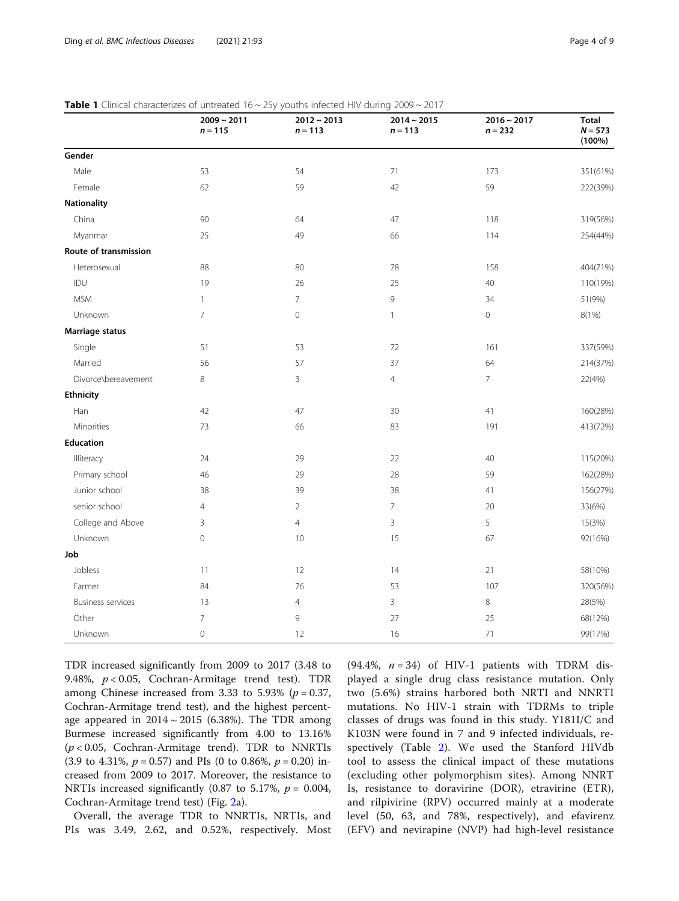**Table 1** Clinical characterizes of untreated 16 ~ 25y youths infected HIV during 2009 ~ 2017

| | 2009 ~ 2011 $n = 115$ | 2012 ~ 2013 $n = 113$ | 2014 ~ 2015 $n = 113$ | 2016 ~ 2017 $n = 232$ | Total $N = 573$ (100%) |
|---|---|---|---|---|---|
| **Gender** | | | | | |
| Male | 53 | 54 | 71 | 173 | 351(61%) |
| Female | 62 | 59 | 42 | 59 | 222(39%) |
| **Nationality** | | | | | |
| China | 90 | 64 | 47 | 118 | 319(56%) |
| Myanmar | 25 | 49 | 66 | 114 | 254(44%) |
| **Route of transmission** | | | | | |
| Heterosexual | 88 | 80 | 78 | 158 | 404(71%) |
| IDU | 19 | 26 | 25 | 40 | 110(19%) |
| MSM | 1 | 7 | 9 | 34 | 51(9%) |
| Unknown | 7 | 0 | 1 | 0 | 8(1%) |
| **Marriage status** | | | | | |
| Single | 51 | 53 | 72 | 161 | 337(59%) |
| Married | 56 | 57 | 37 | 64 | 214(37%) |
| Divorce\bereavement | 8 | 3 | 4 | 7 | 22(4%) |
| **Ethnicity** | | | | | |
| Han | 42 | 47 | 30 | 41 | 160(28%) |
| Minorities | 73 | 66 | 83 | 191 | 413(72%) |
| **Education** | | | | | |
| Illiteracy | 24 | 29 | 22 | 40 | 115(20%) |
| Primary school | 46 | 29 | 28 | 59 | 162(28%) |
| Junior school | 38 | 39 | 38 | 41 | 156(27%) |
| senior school | 4 | 2 | 7 | 20 | 33(6%) |
| College and Above | 3 | 4 | 3 | 5 | 15(3%) |
| Unknown | 0 | 10 | 15 | 67 | 92(16%) |
| **Job** | | | | | |
| Jobless | 11 | 12 | 14 | 21 | 58(10%) |
| Farmer | 84 | 76 | 53 | 107 | 320(56%) |
| Business services | 13 | 4 | 3 | 8 | 28(5%) |
| Other | 7 | 9 | 27 | 25 | 68(12%) |
| Unknown | 0 | 12 | 16 | 71 | 99(17%) |

TDR increased significantly from 2009 to 2017 (3.48 to 9.48%, $p < 0.05$, Cochran-Armitage trend test). TDR among Chinese increased from 3.33 to 5.93% ($p = 0.37$, Cochran-Armitage trend test), and the highest percentage appeared in 2014 ~ 2015 (6.38%). The TDR among Burmese increased significantly from 4.00 to 13.16% ($p < 0.05$, Cochran-Armitage trend). TDR to NNRTIs (3.9 to 4.31%, $p = 0.57$) and PIs (0 to 0.86%, $p = 0.20$) increased from 2009 to 2017. Moreover, the resistance to NRTIs increased significantly (0.87 to 5.17%, $p = 0.004$, Cochran-Armitage trend test) (Fig. 2a).

Overall, the average TDR to NNRTIs, NRTIs, and PIs was 3.49, 2.62, and 0.52%, respectively. Most (94.4%, $n = 34$) of HIV-1 patients with TDRM displayed a single drug class resistance mutation. Only two (5.6%) strains harbored both NRTI and NNRTI mutations. No HIV-1 strain with TDRMs to triple classes of drugs was found in this study. Y181I/C and K103N were found in 7 and 9 infected individuals, respectively (Table 2). We used the Stanford HIVdb tool to assess the clinical impact of these mutations (excluding other polymorphism sites). Among NNRTIs, resistance to doravirine (DOR), etravirine (ETR), and rilpivirine (RPV) occurred mainly at a moderate level (50, 63, and 78%, respectively), and efavirenz (EFV) and nevirapine (NVP) had high-level resistance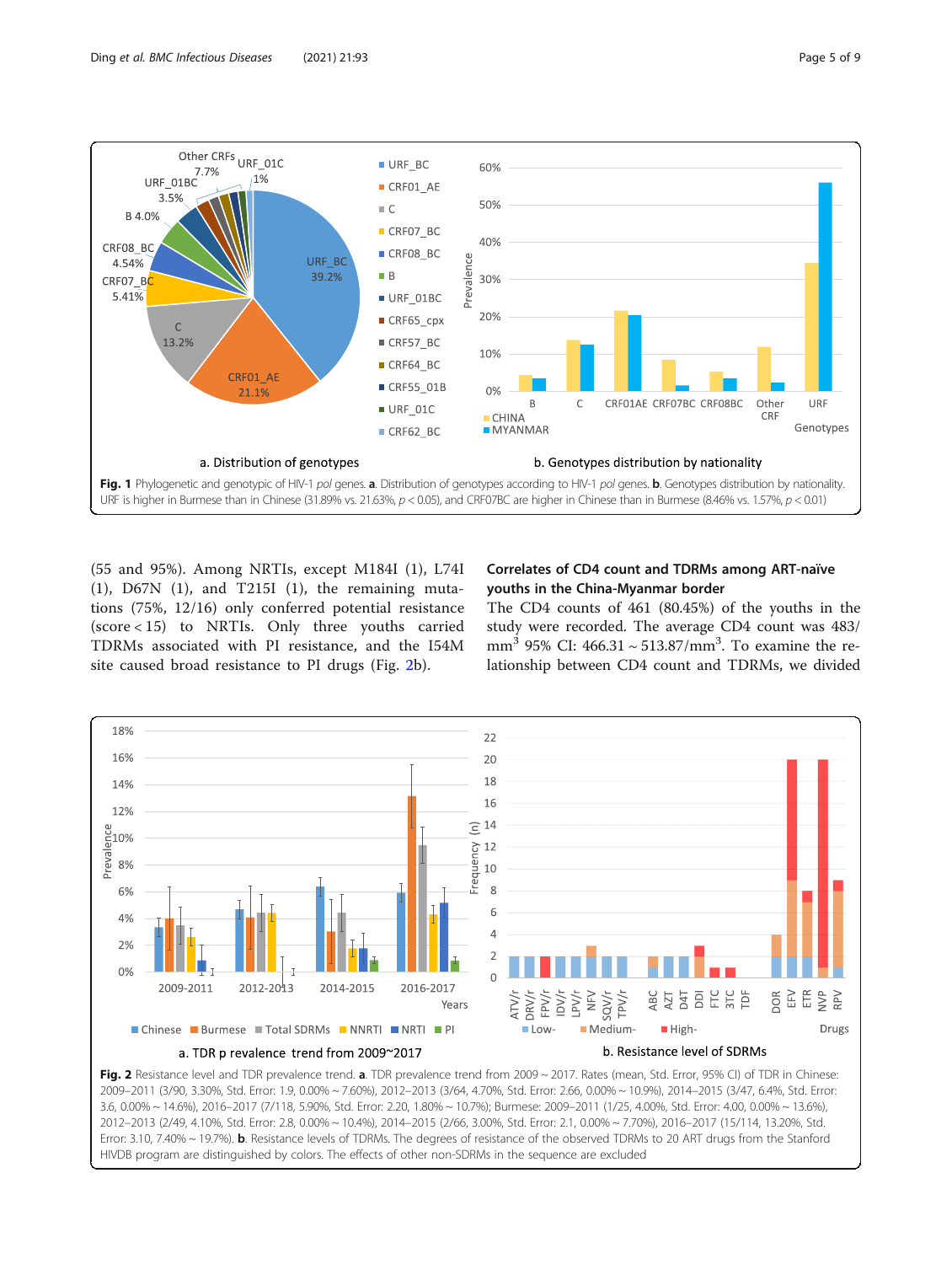Other CRFs 7.7%
URF_01C 1%
URF_01BC 3.5%
B 4.0%
CRF08_BC 4.54%
CRF07_BC 5.41%
C 13.2%
CRF01_AE 21.1%
URF_BC 39.2%

URF_BC
CRF01_AE
C
CRF07_BC
CRF08_BC
B
URF_01BC
CRF65_cpx
CRF57_BC
CRF64_BC
CRF55_01B
URF_01C
CRF62_BC

60%
50%
40%
30%
20%
10%
0%
Prevalence
B
C
CRF01AE
CRF07BC
CRF08BC
Other CRF
URF
CHINA
MYANMAR
Genotypes

a. Distribution of genotypes

b. Genotypes distribution by nationality

**Fig. 1** Phylogenetic and genotypic of HIV-1 *pol* genes. **a**. Distribution of genotypes according to HIV-1 *pol* genes. **b**. Genotypes distribution by nationality. URF is higher in Burmese than in Chinese (31.89% vs. 21.63%, $p < 0.05$), and CRF07BC are higher in Chinese than in Burmese (8.46% vs. 1.57%, $p < 0.01$)

(55 and 95%). Among NRTIs, except M184I (1), L74I (1), D67N (1), and T215I (1), the remaining mutations (75%, 12/16) only conferred potential resistance (score < 15) to NRTIs. Only three youths carried TDRMs associated with PI resistance, and the I54M site caused broad resistance to PI drugs (Fig. 2b).

### Correlates of CD4 count and TDRMs among ART-naïve youths in the China-Myanmar border

The CD4 counts of 461 (80.45%) of the youths in the study were recorded. The average CD4 count was 483/$mm^3$ 95% CI: 466.31 ~ 513.87/$mm^3$. To examine the relationship between CD4 count and TDRMs, we divided

18%
16%
14%
12%
10%
8%
6%
4%
2%
0%
Prevalence
2009-2011
2012-2013
2014-2015
2016-2017
Years
Chinese
Burmese
Total SDRMs
NNRTI
NRTI
PI

22
20
18
16
14
12
10
8
6
4
2
0
Frequency (n)
ATV/r
DRV/r
FPV/r
IDV/r
LPV/r
NFV
SQV/r
TPV/r
ABC
AZT
D4T
DDI
FTC
3TC
TDF
DOR
EFV
ETR
NVP
RPV
Low-
Medium-
High-
Drugs

a. TDR p revalence trend from 2009~2017

b. Resistance level of SDRMs

**Fig. 2** Resistance level and TDR prevalence trend. **a**. TDR prevalence trend from 2009 ~ 2017. Rates (mean, Std. Error, 95% CI) of TDR in Chinese: 2009–2011 (3/90, 3.30%, Std. Error: 1.9, 0.00% ~ 7.60%), 2012–2013 (3/64, 4.70%, Std. Error: 2.66, 0.00% ~ 10.9%), 2014–2015 (3/47, 6.4%, Std. Error: 3.6, 0.00% ~ 14.6%), 2016–2017 (7/118, 5.90%, Std. Error: 2.20, 1.80% ~ 10.7%); Burmese: 2009–2011 (1/25, 4.00%, Std. Error: 4.00, 0.00% ~ 13.6%), 2012–2013 (2/49, 4.10%, Std. Error: 2.8, 0.00% ~ 10.4%), 2014–2015 (2/66, 3.00%, Std. Error: 2.1, 0.00% ~ 7.70%), 2016–2017 (15/114, 13.20%, Std. Error: 3.10, 7.40% ~ 19.7%). **b**. Resistance levels of TDRMs. The degrees of resistance of the observed TDRMs to 20 ART drugs from the Stanford HIVDB program are distinguished by colors. The effects of other non-SDRMs in the sequence are excluded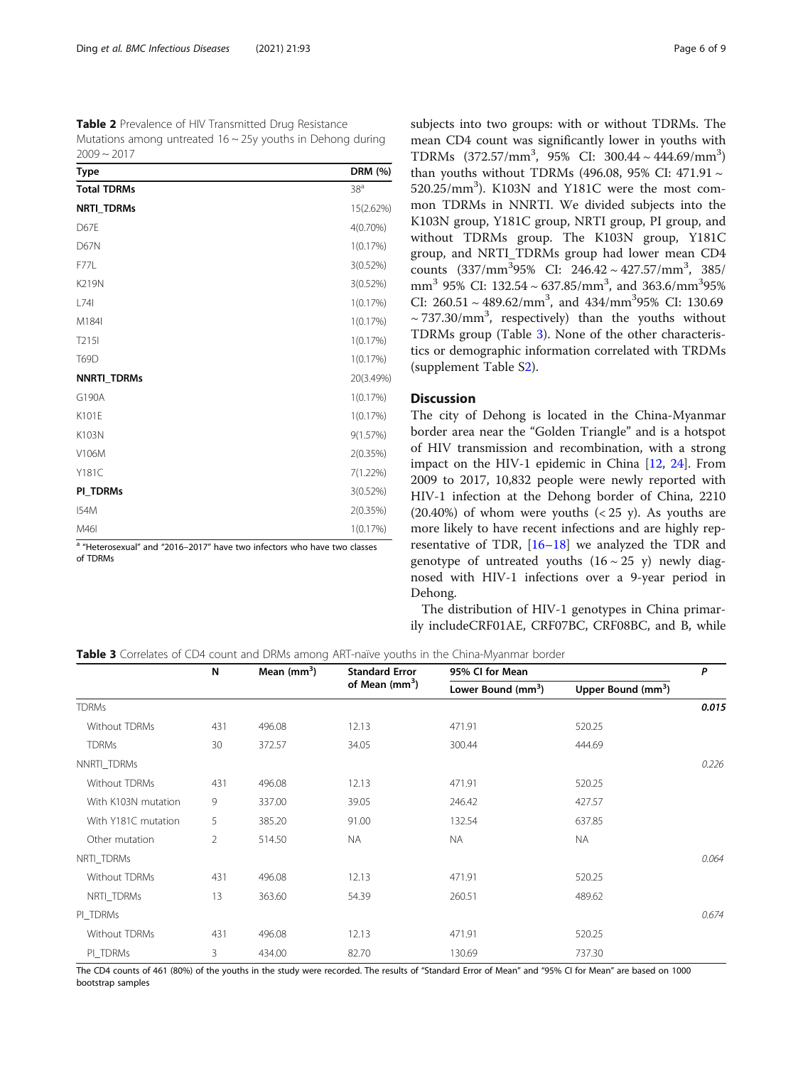**Table 2** Prevalence of HIV Transmitted Drug Resistance Mutations among untreated 16 ~ 25y youths in Dehong during 2009 ~ 2017

| Type | DRM (%) |
|---|---|
| **Total TDRMs** | 38[a] |
| **NRTI_TDRMs** | 15(2.62%) |
| D67E | 4(0.70%) |
| D67N | 1(0.17%) |
| F77L | 3(0.52%) |
| K219N | 3(0.52%) |
| L74I | 1(0.17%) |
| M184I | 1(0.17%) |
| T215I | 1(0.17%) |
| T69D | 1(0.17%) |
| **NNRTI_TDRMs** | 20(3.49%) |
| G190A | 1(0.17%) |
| K101E | 1(0.17%) |
| K103N | 9(1.57%) |
| V106M | 2(0.35%) |
| Y181C | 7(1.22%) |
| **PI_TDRMs** | 3(0.52%) |
| I54M | 2(0.35%) |
| M46I | 1(0.17%) |

[a] "Heterosexual" and "2016–2017" have two infectors who have two classes of TDRMs

subjects into two groups: with or without TDRMs. The mean CD4 count was significantly lower in youths with TDRMs (372.57/$mm^3$, 95% CI: 300.44 ~ 444.69/$mm^3$) than youths without TDRMs (496.08, 95% CI: 471.91 ~ 520.25/$mm^3$). K103N and Y181C were the most common TDRMs in NNRTI. We divided subjects into the K103N group, Y181C group, NRTI group, PI group, and without TDRMs group. The K103N group, Y181C group, and NRTI_TDRMs group had lower mean CD4 counts (337/$mm^3$95% CI: 246.42 ~ 427.57/$mm^3$, 385/$mm^3$ 95% CI: 132.54 ~ 637.85/$mm^3$, and 363.6/$mm^3$95% CI: 260.51 ~ 489.62/$mm^3$, and 434/$mm^3$95% CI: 130.69 ~ 737.30/$mm^3$, respectively) than the youths without TDRMs group (Table 3). None of the other characteristics or demographic information correlated with TRDMs (supplement Table S2).

## Discussion

The city of Dehong is located in the China-Myanmar border area near the "Golden Triangle" and is a hotspot of HIV transmission and recombination, with a strong impact on the HIV-1 epidemic in China [12, 24]. From 2009 to 2017, 10,832 people were newly reported with HIV-1 infection at the Dehong border of China, 2210 (20.40%) of whom were youths (< 25 y). As youths are more likely to have recent infections and are highly representative of TDR, [16–18] we analyzed the TDR and genotype of untreated youths (16 ~ 25 y) newly diagnosed with HIV-1 infections over a 9-year period in Dehong.

The distribution of HIV-1 genotypes in China primarily includeCRF01AE, CRF07BC, CRF08BC, and B, while

**Table 3** Correlates of CD4 count and DRMs among ART-naïve youths in the China-Myanmar border

| | N | Mean ($mm^3$) | Standard Error of Mean ($mm^3$) | 95% CI for Mean | | P |
|---|---|---|---|---|---|---|
| | | | | Lower Bound ($mm^3$) | Upper Bound ($mm^3$) | |
| TDRMs | | | | | | ***0.015*** |
| Without TDRMs | 431 | 496.08 | 12.13 | 471.91 | 520.25 | |
| TDRMs | 30 | 372.57 | 34.05 | 300.44 | 444.69 | |
| NNRTI_TDRMs | | | | | | *0.226* |
| Without TDRMs | 431 | 496.08 | 12.13 | 471.91 | 520.25 | |
| With K103N mutation | 9 | 337.00 | 39.05 | 246.42 | 427.57 | |
| With Y181C mutation | 5 | 385.20 | 91.00 | 132.54 | 637.85 | |
| Other mutation | 2 | 514.50 | NA | NA | NA | |
| NRTI_TDRMs | | | | | | *0.064* |
| Without TDRMs | 431 | 496.08 | 12.13 | 471.91 | 520.25 | |
| NRTI_TDRMs | 13 | 363.60 | 54.39 | 260.51 | 489.62 | |
| PI_TDRMs | | | | | | *0.674* |
| Without TDRMs | 431 | 496.08 | 12.13 | 471.91 | 520.25 | |
| PI_TDRMs | 3 | 434.00 | 82.70 | 130.69 | 737.30 | |

The CD4 counts of 461 (80%) of the youths in the study were recorded. The results of "Standard Error of Mean" and "95% CI for Mean" are based on 1000 bootstrap samples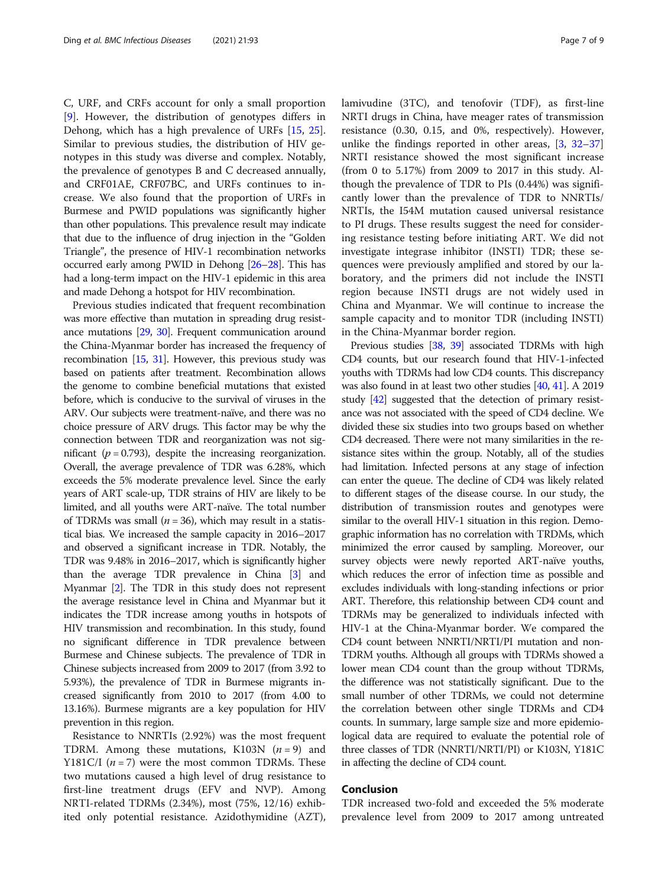C, URF, and CRFs account for only a small proportion [9]. However, the distribution of genotypes differs in Dehong, which has a high prevalence of URFs [15, 25]. Similar to previous studies, the distribution of HIV genotypes in this study was diverse and complex. Notably, the prevalence of genotypes B and C decreased annually, and CRF01AE, CRF07BC, and URFs continues to increase. We also found that the proportion of URFs in Burmese and PWID populations was significantly higher than other populations. This prevalence result may indicate that due to the influence of drug injection in the "Golden Triangle", the presence of HIV-1 recombination networks occurred early among PWID in Dehong [26–28]. This has had a long-term impact on the HIV-1 epidemic in this area and made Dehong a hotspot for HIV recombination.

Previous studies indicated that frequent recombination was more effective than mutation in spreading drug resistance mutations [29, 30]. Frequent communication around the China-Myanmar border has increased the frequency of recombination [15, 31]. However, this previous study was based on patients after treatment. Recombination allows the genome to combine beneficial mutations that existed before, which is conducive to the survival of viruses in the ARV. Our subjects were treatment-naïve, and there was no choice pressure of ARV drugs. This factor may be why the connection between TDR and reorganization was not significant ($p = 0.793$), despite the increasing reorganization. Overall, the average prevalence of TDR was 6.28%, which exceeds the 5% moderate prevalence level. Since the early years of ART scale-up, TDR strains of HIV are likely to be limited, and all youths were ART-naïve. The total number of TDRMs was small ($n = 36$), which may result in a statistical bias. We increased the sample capacity in 2016–2017 and observed a significant increase in TDR. Notably, the TDR was 9.48% in 2016–2017, which is significantly higher than the average TDR prevalence in China [3] and Myanmar [2]. The TDR in this study does not represent the average resistance level in China and Myanmar but it indicates the TDR increase among youths in hotspots of HIV transmission and recombination. In this study, found no significant difference in TDR prevalence between Burmese and Chinese subjects. The prevalence of TDR in Chinese subjects increased from 2009 to 2017 (from 3.92 to 5.93%), the prevalence of TDR in Burmese migrants increased significantly from 2010 to 2017 (from 4.00 to 13.16%). Burmese migrants are a key population for HIV prevention in this region.

Resistance to NNRTIs (2.92%) was the most frequent TDRM. Among these mutations, K103N ($n = 9$) and Y181C/I ($n = 7$) were the most common TDRMs. These two mutations caused a high level of drug resistance to first-line treatment drugs (EFV and NVP). Among NRTI-related TDRMs (2.34%), most (75%, 12/16) exhibited only potential resistance. Azidothymidine (AZT), lamivudine (3TC), and tenofovir (TDF), as first-line NRTI drugs in China, have meager rates of transmission resistance (0.30, 0.15, and 0%, respectively). However, unlike the findings reported in other areas, [3, 32–37] NRTI resistance showed the most significant increase (from 0 to 5.17%) from 2009 to 2017 in this study. Although the prevalence of TDR to PIs (0.44%) was significantly lower than the prevalence of TDR to NNRTIs/NRTIs, the I54M mutation caused universal resistance to PI drugs. These results suggest the need for considering resistance testing before initiating ART. We did not investigate integrase inhibitor (INSTI) TDR; these sequences were previously amplified and stored by our laboratory, and the primers did not include the INSTI region because INSTI drugs are not widely used in China and Myanmar. We will continue to increase the sample capacity and to monitor TDR (including INSTI) in the China-Myanmar border region.

Previous studies [38, 39] associated TDRMs with high CD4 counts, but our research found that HIV-1-infected youths with TDRMs had low CD4 counts. This discrepancy was also found in at least two other studies [40, 41]. A 2019 study [42] suggested that the detection of primary resistance was not associated with the speed of CD4 decline. We divided these six studies into two groups based on whether CD4 decreased. There were not many similarities in the resistance sites within the group. Notably, all of the studies had limitation. Infected persons at any stage of infection can enter the queue. The decline of CD4 was likely related to different stages of the disease course. In our study, the distribution of transmission routes and genotypes were similar to the overall HIV-1 situation in this region. Demographic information has no correlation with TRDMs, which minimized the error caused by sampling. Moreover, our survey objects were newly reported ART-naïve youths, which reduces the error of infection time as possible and excludes individuals with long-standing infections or prior ART. Therefore, this relationship between CD4 count and TDRMs may be generalized to individuals infected with HIV-1 at the China-Myanmar border. We compared the CD4 count between NNRTI/NRTI/PI mutation and non-TDRM youths. Although all groups with TDRMs showed a lower mean CD4 count than the group without TDRMs, the difference was not statistically significant. Due to the small number of other TDRMs, we could not determine the correlation between other single TDRMs and CD4 counts. In summary, large sample size and more epidemiological data are required to evaluate the potential role of three classes of TDR (NNRTI/NRTI/PI) or K103N, Y181C in affecting the decline of CD4 count.

## Conclusion

TDR increased two-fold and exceeded the 5% moderate prevalence level from 2009 to 2017 among untreated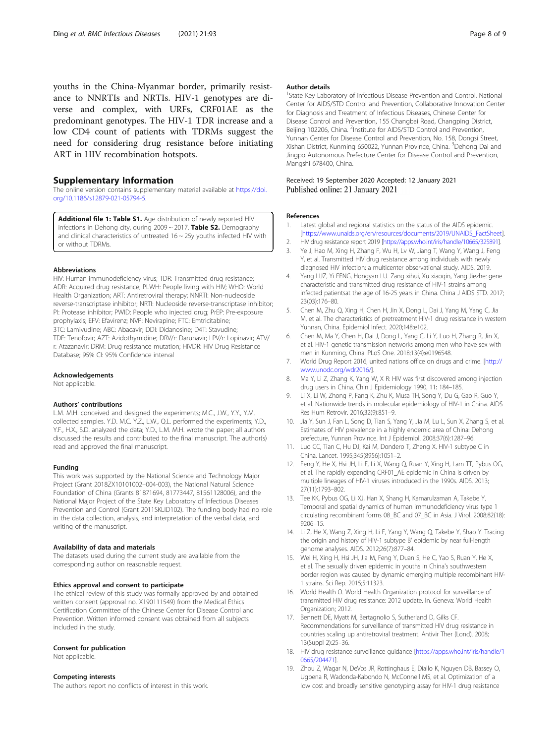youths in the China-Myanmar border, primarily resistance to NNRTIs and NRTIs. HIV-1 genotypes are diverse and complex, with URFs, CRF01AE as the predominant genotypes. The HIV-1 TDR increase and a low CD4 count of patients with TDRMs suggest the need for considering drug resistance before initiating ART in HIV recombination hotspots.

## Supplementary Information

The online version contains supplementary material available at https://doi.org/10.1186/s12879-021-05794-5.

**Additional file 1: Table S1.** Age distribution of newly reported HIV infections in Dehong city, during 2009 ~ 2017. **Table S2.** Demography and clinical characteristics of untreated 16 ~ 25y youths infected HIV with or without TDRMs.

### Abbreviations

HIV: Human immunodeficiency virus; TDR: Transmitted drug resistance; ADR: Acquired drug resistance; PLWH: People living with HIV; WHO: World Health Organization; ART: Antiretroviral therapy; NNRTI: Non-nucleoside reverse-transcriptase inhibitor; NRTI: Nucleoside reverse-transcriptase inhibitor; PI: Protease inhibitor; PWID: People who injected drug; PrEP: Pre-exposure prophylaxis; EFV: Efavirenz; NVP: Nevirapine; FTC: Emtricitabine; 3TC: Lamivudine; ABC: Abacavir; DDI: Didanosine; D4T: Stavudine; TDF: Tenofovir; AZT: Azidothymidine; DRV/r: Darunavir; LPV/r: Lopinavir; ATV/r: Atazanavir; DRM: Drug resistance mutation; HIVDR: HIV Drug Resistance Database; 95% CI: 95% Confidence interval

### Acknowledgements

Not applicable.

### Authors' contributions

L.M. M.H. conceived and designed the experiments; M.C., J.W., Y.Y., Y.M. collected samples. Y.D. M.C. Y.Z., L.W., Q.L. performed the experiments; Y.D., Y.F., H.X., S.D. analyzed the data; Y.D., L.M. M.H. wrote the paper; all authors discussed the results and contributed to the final manuscript. The author(s) read and approved the final manuscript.

### Funding

This work was supported by the National Science and Technology Major Project (Grant 2018ZX10101002–004-003), the National Natural Science Foundation of China (Grants 81871694, 81773447, 81561128006), and the National Major Project of the State Key Laboratory of Infectious Diseases Prevention and Control (Grant 2011SKLID102). The funding body had no role in the data collection, analysis, and interpretation of the verbal data, and writing of the manuscript.

### Availability of data and materials

The datasets used during the current study are available from the corresponding author on reasonable request.

### Ethics approval and consent to participate

The ethical review of this study was formally approved by and obtained written consent (approval no. X190111549) from the Medical Ethics Certification Committee of the Chinese Center for Disease Control and Prevention. Written informed consent was obtained from all subjects included in the study.

### Consent for publication

Not applicable.

### Competing interests

The authors report no conflicts of interest in this work.

### Author details

[1]State Key Laboratory of Infectious Disease Prevention and Control, National Center for AIDS/STD Control and Prevention, Collaborative Innovation Center for Diagnosis and Treatment of Infectious Diseases, Chinese Center for Disease Control and Prevention, 155 Changbai Road, Changping District, Beijing 102206, China. [2]Institute for AIDS/STD Control and Prevention, Yunnan Center for Disease Control and Prevention, No. 158, Dongsi Street, Xishan District, Kunming 650022, Yunnan Province, China. [3]Dehong Dai and Jingpo Autonomous Prefecture Center for Disease Control and Prevention, Mangshi 678400, China.

Received: 19 September 2020 Accepted: 12 January 2021
Published online: 21 January 2021

### References

1. Latest global and regional statistics on the status of the AIDS epidemic. [https://www.unaids.org/en/resources/documents/2019/UNAIDS_FactSheet].
2. HIV drug resistance report 2019 [https://apps.who.int/iris/handle/10665/325891].
3. Ye J, Hao M, Xing H, Zhang F, Wu H, Lv W, Jiang T, Wang Y, Wang J, Feng Y, et al. Transmitted HIV drug resistance among individuals with newly diagnosed HIV infection: a multicenter observational study. AIDS. 2019.
4. Yang LIJZ, Yi FENG, Hongyan LU. Zang xihui, Xu xiaoqin, Yang Jiezhe: gene characteristic and transmitted drug resistance of HIV-1 strains among infected patientsat the age of 16-25 years in China. China J AIDS STD. 2017; 23(03):176–80.
5. Chen M, Zhu Q, Xing H, Chen H, Jin X, Dong L, Dai J, Yang M, Yang C, Jia M, et al. The characteristics of pretreatment HIV-1 drug resistance in western Yunnan, China. Epidemiol Infect. 2020;148:e102.
6. Chen M, Ma Y, Chen H, Dai J, Dong L, Yang C, Li Y, Luo H, Zhang R, Jin X, et al. HIV-1 genetic transmission networks among men who have sex with men in Kunming, China. PLoS One. 2018;13(4):e0196548.
7. World Drug Report 2016, united nations office on drugs and crime. [http://www.unodc.org/wdr2016/].
8. Ma Y, Li Z, Zhang K, Yang W, X R: HIV was first discovered among injection drug users in China. Chin J Epidemiology 1990, 11: 184–185.
9. Li X, Li W, Zhong P, Fang K, Zhu K, Musa TH, Song Y, Du G, Gao R, Guo Y, et al. Nationwide trends in molecular epidemiology of HIV-1 in China. AIDS Res Hum Retrovir. 2016;32(9):851–9.
10. Jia Y, Sun J, Fan L, Song D, Tian S, Yang Y, Jia M, Lu L, Sun X, Zhang S, et al. Estimates of HIV prevalence in a highly endemic area of China: Dehong prefecture, Yunnan Province. Int J Epidemiol. 2008;37(6):1287–96.
11. Luo CC, Tian C, Hu DJ, Kai M, Dondero T, Zheng X. HIV-1 subtype C in China. Lancet. 1995;345(8956):1051–2.
12. Feng Y, He X, Hsi JH, Li F, Li X, Wang Q, Ruan Y, Xing H, Lam TT, Pybus OG, et al. The rapidly expanding CRF01_AE epidemic in China is driven by multiple lineages of HIV-1 viruses introduced in the 1990s. AIDS. 2013; 27(11):1793–802.
13. Tee KK, Pybus OG, Li XJ, Han X, Shang H, Kamarulzaman A, Takebe Y. Temporal and spatial dynamics of human immunodeficiency virus type 1 circulating recombinant forms 08_BC and 07_BC in Asia. J Virol. 2008;82(18): 9206–15.
14. Li Z, He X, Wang Z, Xing H, Li F, Yang Y, Wang Q, Takebe Y, Shao Y. Tracing the origin and history of HIV-1 subtype B' epidemic by near full-length genome analyses. AIDS. 2012;26(7):877–84.
15. Wei H, Xing H, Hsi JH, Jia M, Feng Y, Duan S, He C, Yao S, Ruan Y, He X, et al. The sexually driven epidemic in youths in China's southwestern border region was caused by dynamic emerging multiple recombinant HIV-1 strains. Sci Rep. 2015;5:11323.
16. World Health O. World Health Organization protocol for surveillance of transmitted HIV drug resistance: 2012 update. In. Geneva: World Health Organization; 2012.
17. Bennett DE, Myatt M, Bertagnolio S, Sutherland D, Gilks CF. Recommendations for surveillance of transmitted HIV drug resistance in countries scaling up antiretroviral treatment. Antivir Ther (Lond). 2008; 13(Suppl 2):25–36.
18. HIV drug resistance surveillance guidance [https://apps.who.int/iris/handle/10665/204471].
19. Zhou Z, Wagar N, DeVos JR, Rottinghaus E, Diallo K, Nguyen DB, Bassey O, Ugbena R, Wadonda-Kabondo N, McConnell MS, et al. Optimization of a low cost and broadly sensitive genotyping assay for HIV-1 drug resistance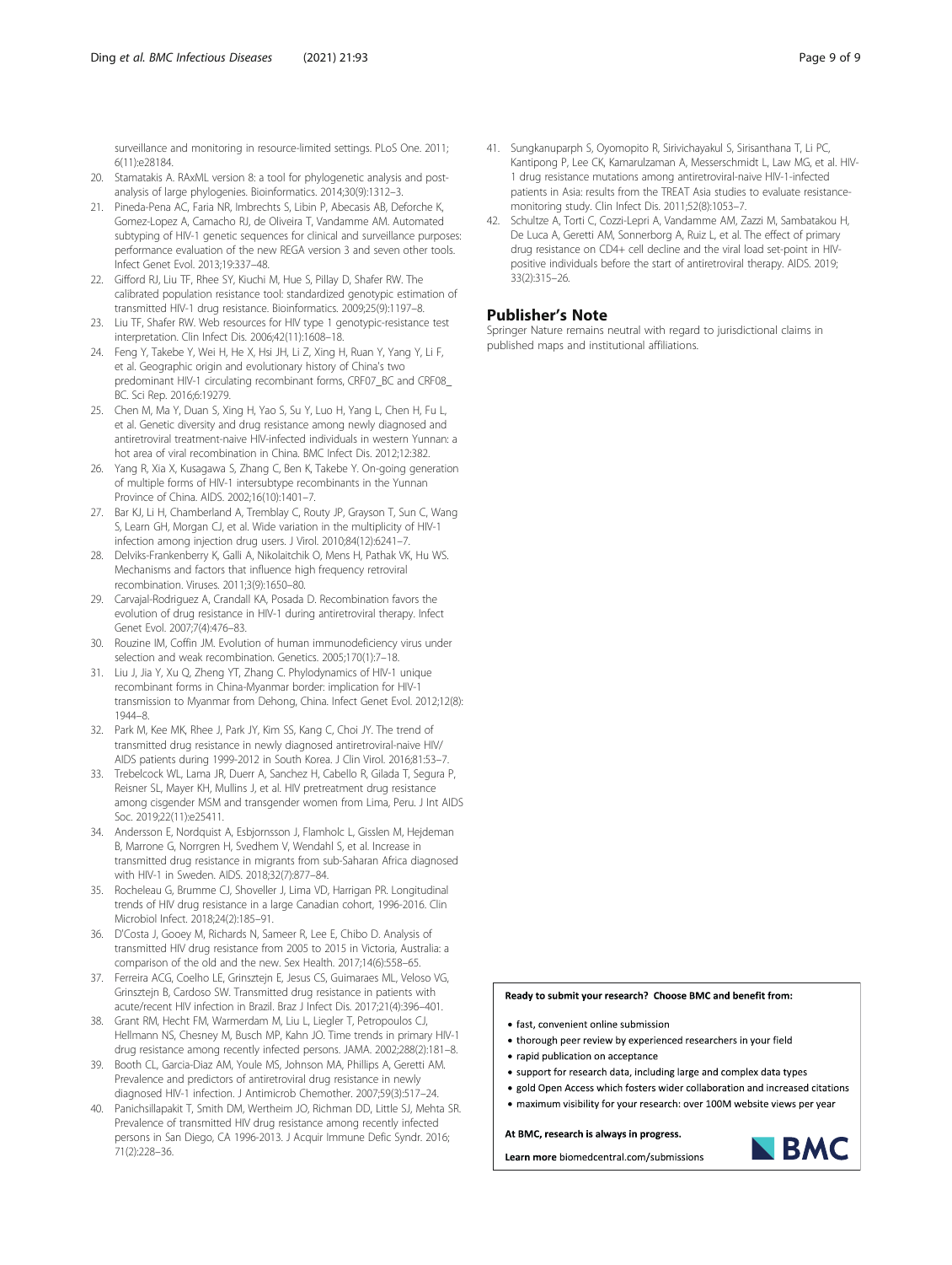surveillance and monitoring in resource-limited settings. PLoS One. 2011; 6(11):e28184.

20. Stamatakis A. RAxML version 8: a tool for phylogenetic analysis and post-analysis of large phylogenies. Bioinformatics. 2014;30(9):1312–3.
21. Pineda-Pena AC, Faria NR, Imbrechts S, Libin P, Abecasis AB, Deforche K, Gomez-Lopez A, Camacho RJ, de Oliveira T, Vandamme AM. Automated subtyping of HIV-1 genetic sequences for clinical and surveillance purposes: performance evaluation of the new REGA version 3 and seven other tools. Infect Genet Evol. 2013;19:337–48.
22. Gifford RJ, Liu TF, Rhee SY, Kiuchi M, Hue S, Pillay D, Shafer RW. The calibrated population resistance tool: standardized genotypic estimation of transmitted HIV-1 drug resistance. Bioinformatics. 2009;25(9):1197–8.
23. Liu TF, Shafer RW. Web resources for HIV type 1 genotypic-resistance test interpretation. Clin Infect Dis. 2006;42(11):1608–18.
24. Feng Y, Takebe Y, Wei H, He X, Hsi JH, Li Z, Xing H, Ruan Y, Yang Y, Li F, et al. Geographic origin and evolutionary history of China's two predominant HIV-1 circulating recombinant forms, CRF07_BC and CRF08_BC. Sci Rep. 2016;6:19279.
25. Chen M, Ma Y, Duan S, Xing H, Yao S, Su Y, Luo H, Yang L, Chen H, Fu L, et al. Genetic diversity and drug resistance among newly diagnosed and antiretroviral treatment-naive HIV-infected individuals in western Yunnan: a hot area of viral recombination in China. BMC Infect Dis. 2012;12:382.
26. Yang R, Xia X, Kusagawa S, Zhang C, Ben K, Takebe Y. On-going generation of multiple forms of HIV-1 intersubtype recombinants in the Yunnan Province of China. AIDS. 2002;16(10):1401–7.
27. Bar KJ, Li H, Chamberland A, Tremblay C, Routy JP, Grayson T, Sun C, Wang S, Learn GH, Morgan CJ, et al. Wide variation in the multiplicity of HIV-1 infection among injection drug users. J Virol. 2010;84(12):6241–7.
28. Delviks-Frankenberry K, Galli A, Nikolaitchik O, Mens H, Pathak VK, Hu WS. Mechanisms and factors that influence high frequency retroviral recombination. Viruses. 2011;3(9):1650–80.
29. Carvajal-Rodriguez A, Crandall KA, Posada D. Recombination favors the evolution of drug resistance in HIV-1 during antiretroviral therapy. Infect Genet Evol. 2007;7(4):476–83.
30. Rouzine IM, Coffin JM. Evolution of human immunodeficiency virus under selection and weak recombination. Genetics. 2005;170(1):7–18.
31. Liu J, Jia Y, Xu Q, Zheng YT, Zhang C. Phylodynamics of HIV-1 unique recombinant forms in China-Myanmar border: implication for HIV-1 transmission to Myanmar from Dehong, China. Infect Genet Evol. 2012;12(8): 1944–8.
32. Park M, Kee MK, Rhee J, Park JY, Kim SS, Kang C, Choi JY. The trend of transmitted drug resistance in newly diagnosed antiretroviral-naive HIV/ AIDS patients during 1999-2012 in South Korea. J Clin Virol. 2016;81:53–7.
33. Trebelcock WL, Lama JR, Duerr A, Sanchez H, Cabello R, Gilada T, Segura P, Reisner SL, Mayer KH, Mullins J, et al. HIV pretreatment drug resistance among cisgender MSM and transgender women from Lima, Peru. J Int AIDS Soc. 2019;22(11):e25411.
34. Andersson E, Nordquist A, Esbjornsson J, Flamholc L, Gisslen M, Hejdeman B, Marrone G, Norrgren H, Svedhem V, Wendahl S, et al. Increase in transmitted drug resistance in migrants from sub-Saharan Africa diagnosed with HIV-1 in Sweden. AIDS. 2018;32(7):877–84.
35. Rocheleau G, Brumme CJ, Shoveller J, Lima VD, Harrigan PR. Longitudinal trends of HIV drug resistance in a large Canadian cohort, 1996-2016. Clin Microbiol Infect. 2018;24(2):185–91.
36. D'Costa J, Gooey M, Richards N, Sameer R, Lee E, Chibo D. Analysis of transmitted HIV drug resistance from 2005 to 2015 in Victoria, Australia: a comparison of the old and the new. Sex Health. 2017;14(6):558–65.
37. Ferreira ACG, Coelho LE, Grinsztejn E, Jesus CS, Guimaraes ML, Veloso VG, Grinsztejn B, Cardoso SW. Transmitted drug resistance in patients with acute/recent HIV infection in Brazil. Braz J Infect Dis. 2017;21(4):396–401.
38. Grant RM, Hecht FM, Warmerdam M, Liu L, Liegler T, Petropoulos CJ, Hellmann NS, Chesney M, Busch MP, Kahn JO. Time trends in primary HIV-1 drug resistance among recently infected persons. JAMA. 2002;288(2):181–8.
39. Booth CL, Garcia-Diaz AM, Youle MS, Johnson MA, Phillips A, Geretti AM. Prevalence and predictors of antiretroviral drug resistance in newly diagnosed HIV-1 infection. J Antimicrob Chemother. 2007;59(3):517–24.
40. Panichsillapakit T, Smith DM, Wertheim JO, Richman DD, Little SJ, Mehta SR. Prevalence of transmitted HIV drug resistance among recently infected persons in San Diego, CA 1996-2013. J Acquir Immune Defic Syndr. 2016; 71(2):228–36.
41. Sungkanuparph S, Oyomopito R, Sirivichayakul S, Sirisanthana T, Li PC, Kantipong P, Lee CK, Kamarulzaman A, Messerschmidt L, Law MG, et al. HIV-1 drug resistance mutations among antiretroviral-naive HIV-1-infected patients in Asia: results from the TREAT Asia studies to evaluate resistance-monitoring study. Clin Infect Dis. 2011;52(8):1053–7.
42. Schultze A, Torti C, Cozzi-Lepri A, Vandamme AM, Zazzi M, Sambatakou H, De Luca A, Geretti AM, Sonnerborg A, Ruiz L, et al. The effect of primary drug resistance on CD4+ cell decline and the viral load set-point in HIV-positive individuals before the start of antiretroviral therapy. AIDS. 2019; 33(2):315–26.

## Publisher's Note

Springer Nature remains neutral with regard to jurisdictional claims in published maps and institutional affiliations.

**Ready to submit your research? Choose BMC and benefit from:**

- fast, convenient online submission
- thorough peer review by experienced researchers in your field
- rapid publication on acceptance
- support for research data, including large and complex data types
- gold Open Access which fosters wider collaboration and increased citations
- maximum visibility for your research: over 100M website views per year

**At BMC, research is always in progress.**

**Learn more** biomedcentral.com/submissions

BMC